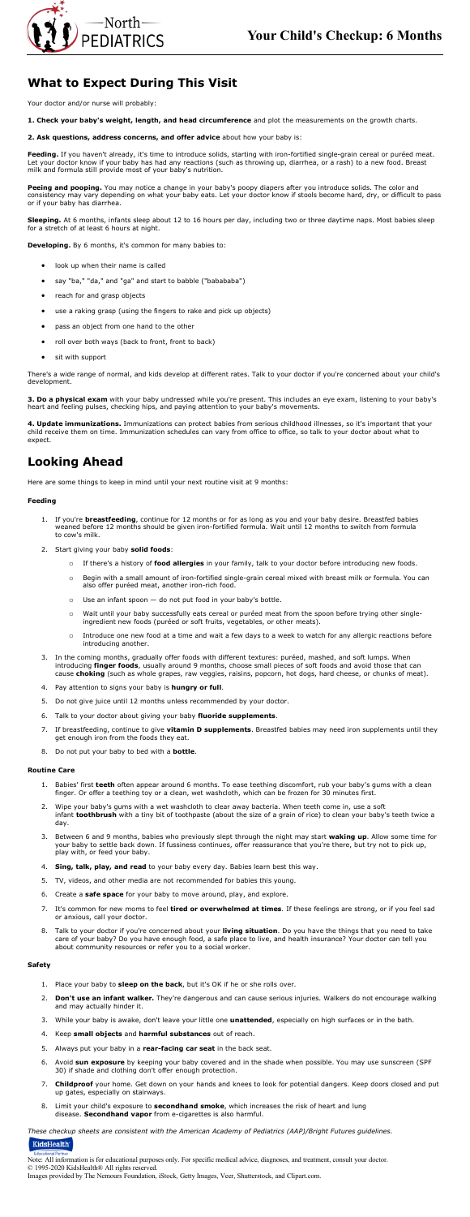# Your Child's Checkup: 6 Months

## What to Expect During This Visit

Your doctor and/or nurse will probably:

**1. Check your baby's weight, length, and head circumference** and plot the measurements on the growth charts.

**2. Ask questions, address concerns, and offer advice** about how your baby is:

**Feeding.** If you haven't already, it's time to introduce solids, starting with iron-fortified single-grain cereal or puréed meat. Let your doctor know if your baby has had any reactions (such as throwing up, diarrhea, or a rash) to a new food. Breast milk and formula still provide most of your baby's nutrition.

**Peeing and pooping.** You may notice a change in your baby's poopy diapers after you introduce solids. The color and consistency may vary depending on what your baby eats. Let your doctor know if stools become hard, dry, or difficult to pass or if your baby has diarrhea.

**Sleeping.** At 6 months, infants sleep about 12 to 16 hours per day, including two or three daytime naps. Most babies sleep for a stretch of at least 6 hours at night.

**Developing.** By 6 months, it's common for many babies to:

- look up when their name is called
- say "ba," "da," and "ga" and start to babble ("bababab")
- reach for and grasp objects
- use a raking grasp (using the fingers to rake and pick up objects)
- pass an object from one hand to the other
- roll over both ways (back to front, front to back)
- sit with support

There's a wide range of normal, and kids develop at different rates. Talk to your doctor if you're concerned about your child's development.

**3. Do a physical exam** with your baby undressed while you're present. This includes an eye exam, listening to your baby's heart and feeling pulses, checking hips, and paying attention to your baby's movements.

**4. Update immunizations.** Immunizations can protect babies from serious childhood illnesses, so it's important that your child receive them on time. Immunization schedules can vary from office to office, so talk to your doctor about what to expect.

## Looking Ahead

Here are some things to keep in mind until your next routine visit at 9 months:

### Feeding

1. If you're **breastfeeding**, continue for 12 months or for as long as you and your baby desire. Breastfed babies weaned before 12 months should be given iron-fortified formula. Wait until 12 months to switch from formula to cow's milk.
2. Start giving your baby **solid foods**:
   - If there's a history of **food allergies** in your family, talk to your doctor before introducing new foods.
   - Begin with a small amount of iron-fortified single-grain cereal mixed with breast milk or formula. You can also offer puréed meat, another iron-rich food.
   - Use an infant spoon — do not put food in your baby's bottle.
   - Wait until your baby successfully eats cereal or puréed meat from the spoon before trying other single-ingredient new foods (puréed or soft fruits, vegetables, or other meats).
   - Introduce one new food at a time and wait a few days to a week to watch for any allergic reactions before introducing another.
3. In the coming months, gradually offer foods with different textures: puréed, mashed, and soft lumps. When introducing **finger foods**, usually around 9 months, choose small pieces of soft foods and avoid those that can cause **choking** (such as whole grapes, raw veggies, raisins, popcorn, hot dogs, hard cheese, or chunks of meat).
4. Pay attention to signs your baby is **hungry or full**.
5. Do not give juice until 12 months unless recommended by your doctor.
6. Talk to your doctor about giving your baby **fluoride supplements**.
7. If breastfeeding, continue to give **vitamin D supplements**. Breastfed babies may need iron supplements until they get enough iron from the foods they eat.
8. Do not put your baby to bed with a **bottle**.

### Routine Care

1. Babies' first **teeth** often appear around 6 months. To ease teething discomfort, rub your baby's gums with a clean finger. Or offer a teething toy or a clean, wet washcloth, which can be frozen for 30 minutes first.
2. Wipe your baby's gums with a wet washcloth to clean away bacteria. When teeth come in, use a soft infant **toothbrush** with a tiny bit of toothpaste (about the size of a grain of rice) to clean your baby's teeth twice a day.
3. Between 6 and 9 months, babies who previously slept through the night may start **waking up**. Allow some time for your baby to settle back down. If fussiness continues, offer reassurance that you're there, but try not to pick up, play with, or feed your baby.
4. **Sing, talk, play, and read** to your baby every day. Babies learn best this way.
5. TV, videos, and other media are not recommended for babies this young.
6. Create a **safe space** for your baby to move around, play, and explore.
7. It's common for new moms to feel **tired or overwhelmed at times**. If these feelings are strong, or if you feel sad or anxious, call your doctor.
8. Talk to your doctor if you're concerned about your **living situation**. Do you have the things that you need to take care of your baby? Do you have enough food, a safe place to live, and health insurance? Your doctor can tell you about community resources or refer you to a social worker.

### Safety

1. Place your baby to **sleep on the back**, but it's OK if he or she rolls over.
2. **Don't use an infant walker.** They're dangerous and can cause serious injuries. Walkers do not encourage walking and may actually hinder it.
3. While your baby is awake, don't leave your little one **unattended**, especially on high surfaces or in the bath.
4. Keep **small objects** and **harmful substances** out of reach.
5. Always put your baby in a **rear-facing car seat** in the back seat.
6. Avoid **sun exposure** by keeping your baby covered and in the shade when possible. You may use sunscreen (SPF 30) if shade and clothing don't offer enough protection.
7. **Childproof** your home. Get down on your hands and knees to look for potential dangers. Keep doors closed and put up gates, especially on stairways.
8. Limit your child's exposure to **secondhand smoke**, which increases the risk of heart and lung disease. **Secondhand vapor** from e-cigarettes is also harmful.

*These checkup sheets are consistent with the American Academy of Pediatrics (AAP)/Bright Futures guidelines.*

Note: All information is for educational purposes only. For specific medical advice, diagnoses, and treatment, consult your doctor.
© 1995-2020 KidsHealth® All rights reserved.
Images provided by The Nemours Foundation, iStock, Getty Images, Veer, Shutterstock, and Clipart.com.